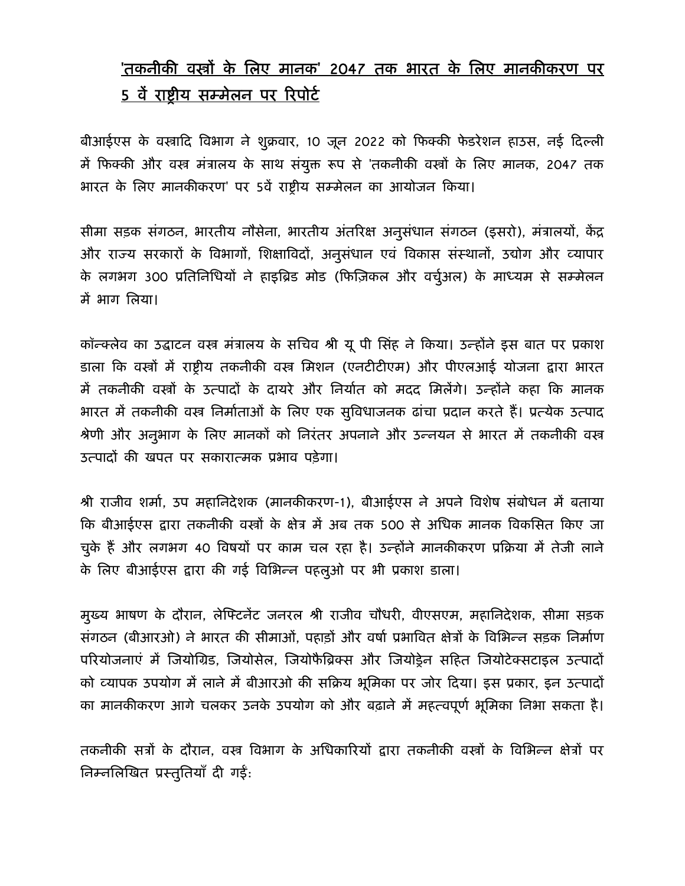# 'तकनीकी वस्त्रों के लिए मानक' 2047 तक भारत के लिए मानकीकरण पर 5 वें राष्ट्रीय सम्मेलन पर रिपोर्ट

बीआईएस के वस्त्रादि विभाग ने शुक्रवार, 10 जून 2022 को फिक्की फेडरेशन हाउस, नई दिल्ली में फिक्की और वस्त्र मंत्रालय के साथ संयुक्त रूप से 'तकनीकी वस्त्रों के लिए मानक, 2047 तक भारत के लिए मानकीकरण' पर 5वें राष्ट्रीय सम्मेलन का आयोजन किया।

सीमा सड़क संगठन, भारतीय नौसेना, भारतीय अंतरिक्ष अनुसंधान संगठन (इसरो), मंत्रालयों, केंद्र और राज्य सरकारों के विभागों, शिक्षाविदों, अनुसंधान एवं विकास संस्थानों, उद्योग और व्यापार के लगभग 300 प्रतिनिधियों ने हाइब्रिड मोड (फिज़िकल और वर्चुअल) के माध्यम से सम्मेलन में भाग लिया।

कॉन्क्लेव का उद्घाटन वस्त्र मंत्रालय के सचिव श्री यू पी सिंह ने किया। उन्होंने इस बात पर प्रकाश डाला कि वस्त्रों में राष्ट्रीय तकनीकी वस्त्र मिशन (एनटीटीएम) और पीएलआई योजना द्वारा भारत में तकनीकी वस्त्रों के उत्पादों के दायरे और निर्यात को मदद मिलेंगे। उन्होंने कहा कि मानक भारत में तकनीकी वस्त्र निर्माताओं के लिए एक सुविधाजनक ढांचा प्रदान करते हैं। प्रत्येक उत्पाद श्रेणी और अनुभाग के लिए मानकों को निरंतर अपनाने और उन्नयन से भारत में तकनीकी वस्त्र उत्पादों की खपत पर सकारात्मक प्रभाव पड़ेगा।

श्री राजीव शर्मा, उप महानिदेशक (मानकीकरण-1), बीआईएस ने अपने विशेष संबोधन में बताया कि बीआईएस द्वारा तकनीकी वस्त्रों के क्षेत्र में अब तक 500 से अधिक मानक विकसित किए जा चुके हैं और लगभग 40 विषयों पर काम चल रहा है। उन्होंने मानकीकरण प्रक्रिया में तेजी लाने के लिए बीआईएस द्वारा की गई विभिन्न पहलुओ पर भी प्रकाश डाला।

मुख्य भाषण के दौरान, लेफ्टिनेंट जनरल श्री राजीव चौधरी, वीएसएम, महानिदेशक, सीमा सड़क संगठन (बीआरओ) ने भारत की सीमाओं, पहाड़ों और वर्षा प्रभावित क्षेत्रों के विभिन्न सड़क निर्माण परियोजनाएं में जियोग्रिड, जियोसेल, जियोफैब्रिक्स और जियोड्रेन सहित जियोटेक्सटाइल उत्पादों को व्यापक उपयोग में लाने में बीआरओ की सक्रिय भूमिका पर जोर दिया। इस प्रकार, इन उत्पादों का मानकीकरण आगे चलकर उनके उपयोग को और बढ़ाने में महत्वपूर्ण भूमिका निभा सकता है।

तकनीकी सत्रों के दौरान, वस्त्र विभाग के अधिकारियों द्वारा तकनीकी वस्त्रों के विभिन्न क्षेत्रों पर निम्नलिखित प्रस्तुतियाँ दी गईं: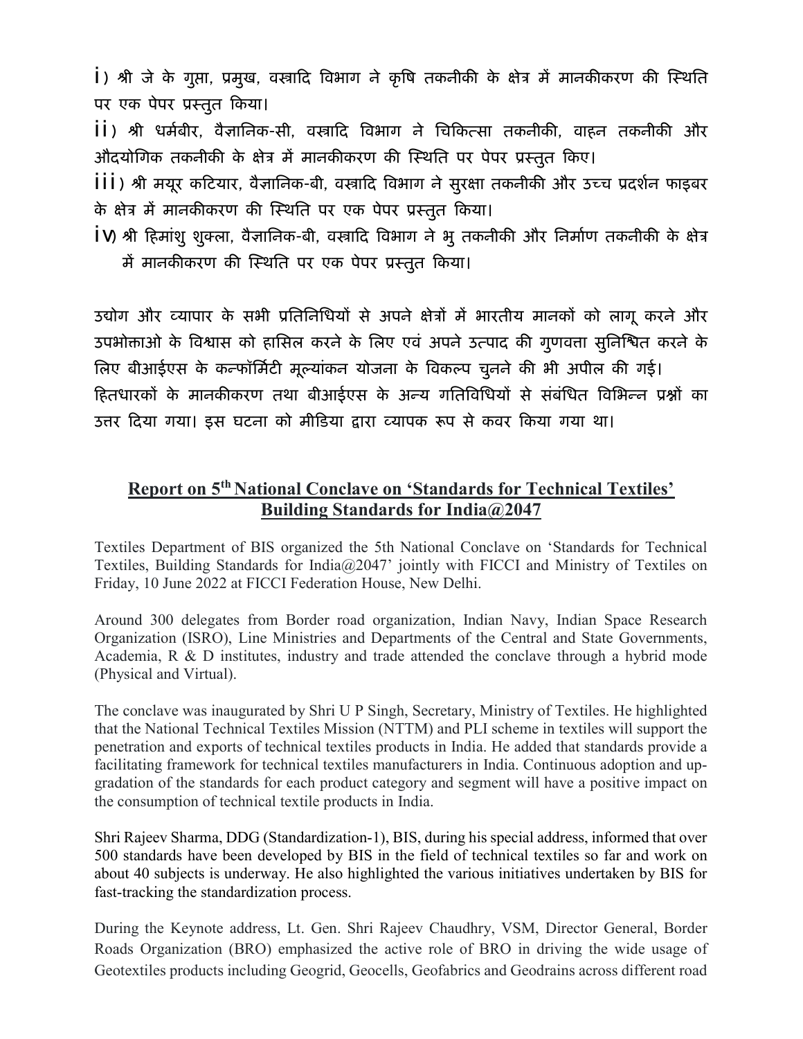i) श्री जे के गुप्ता, प्रमुख, वस्त्रादि विभाग ने कृषि तकनीकी के क्षेत्र में मानकीकरण की स्थिति पर एक पेपर प्रस्तुत किया।

ii) श्री धर्मबीर, वैज्ञानिक-सी, वस्त्रादि विभाग ने चिकित्सा तकनीकी, वाहन तकनीकी और औदयोगिक तकनीकी के क्षेत्र में मानकीकरण की स्थिति पर पेपर प्रस्तुत किए।

iii) श्री मयूर कटियार, वैज्ञानिक-बी, वस्त्रादि विभाग ने सुरक्षा तकनीकी और उच्च प्रदर्शन फाइबर के क्षेत्र में मानकीकरण की स्थिति पर एक पेपर प्रस्तुत किया।

iv) श्री हिमांशु शुक्ला, वैज्ञानिक-बी, वस्त्रादि विभाग ने भु तकनीकी और निर्माण तकनीकी के क्षेत्र में मानकीकरण की स्थिति पर एक पेपर प्रस्तुत किया।

उद्योग और व्यापार के सभी प्रतिनिधियों से अपने क्षेत्रों में भारतीय मानकों को लागू करने और उपभोक्ताओ के विश्वास को हासिल करने के लिए एवं अपने उत्पाद की गुणवत्ता सुनिश्चित करने के लिए बीआईएस के कन्फॉर्मिटी मूल्यांकन योजना के विकल्प चुनने की भी अपील की गई। हितधारकों के मानकीकरण तथा बीआईएस के अन्य गतिविधियों से संबंधित विभिन्न प्रश्नों का उत्तर दिया गया। इस घटना को मीडिया द्वारा व्यापक रूप से कवर किया गया था।

## Report on 5th National Conclave on 'Standards for Technical Textiles' Building Standards for India@2047

Textiles Department of BIS organized the 5th National Conclave on 'Standards for Technical Textiles, Building Standards for India@2047' jointly with FICCI and Ministry of Textiles on Friday, 10 June 2022 at FICCI Federation House, New Delhi.

Around 300 delegates from Border road organization, Indian Navy, Indian Space Research Organization (ISRO), Line Ministries and Departments of the Central and State Governments, Academia, R & D institutes, industry and trade attended the conclave through a hybrid mode (Physical and Virtual).

The conclave was inaugurated by Shri U P Singh, Secretary, Ministry of Textiles. He highlighted that the National Technical Textiles Mission (NTTM) and PLI scheme in textiles will support the penetration and exports of technical textiles products in India. He added that standards provide a facilitating framework for technical textiles manufacturers in India. Continuous adoption and up-gradation of the standards for each product category and segment will have a positive impact on the consumption of technical textile products in India.

Shri Rajeev Sharma, DDG (Standardization-1), BIS, during his special address, informed that over 500 standards have been developed by BIS in the field of technical textiles so far and work on about 40 subjects is underway. He also highlighted the various initiatives undertaken by BIS for fast-tracking the standardization process.

During the Keynote address, Lt. Gen. Shri Rajeev Chaudhry, VSM, Director General, Border Roads Organization (BRO) emphasized the active role of BRO in driving the wide usage of Geotextiles products including Geogrid, Geocells, Geofabrics and Geodrains across different road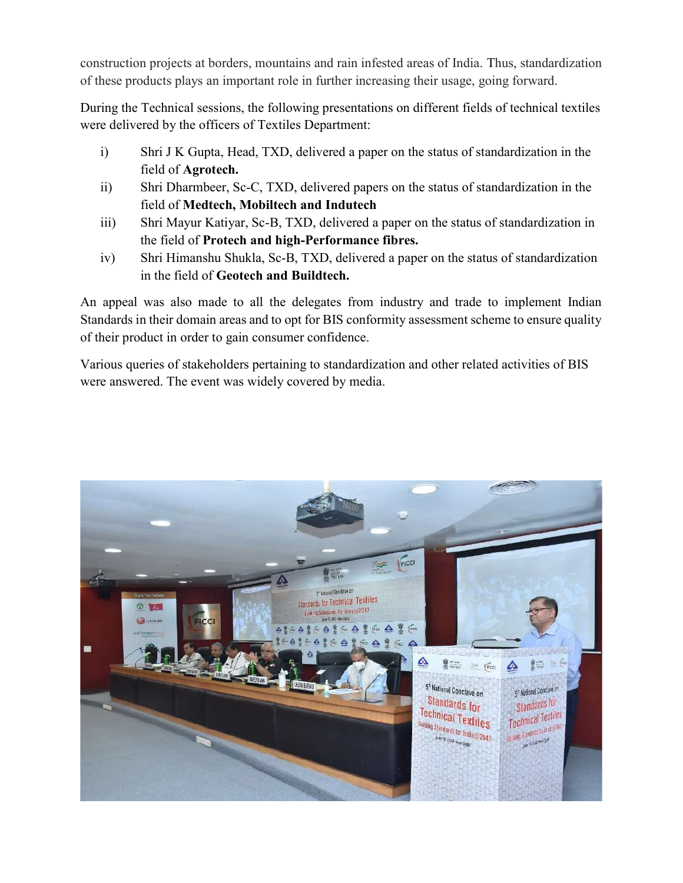construction projects at borders, mountains and rain infested areas of India. Thus, standardization of these products plays an important role in further increasing their usage, going forward.

During the Technical sessions, the following presentations on different fields of technical textiles were delivered by the officers of Textiles Department:

i) Shri J K Gupta, Head, TXD, delivered a paper on the status of standardization in the field of **Agrotech.**

ii) Shri Dharmbeer, Sc-C, TXD, delivered papers on the status of standardization in the field of **Medtech, Mobiltech and Indutech**

iii) Shri Mayur Katiyar, Sc-B, TXD, delivered a paper on the status of standardization in the field of **Protech and high-Performance fibres.**

iv) Shri Himanshu Shukla, Sc-B, TXD, delivered a paper on the status of standardization in the field of **Geotech and Buildtech.**

An appeal was also made to all the delegates from industry and trade to implement Indian Standards in their domain areas and to opt for BIS conformity assessment scheme to ensure quality of their product in order to gain consumer confidence.

Various queries of stakeholders pertaining to standardization and other related activities of BIS were answered. The event was widely covered by media.